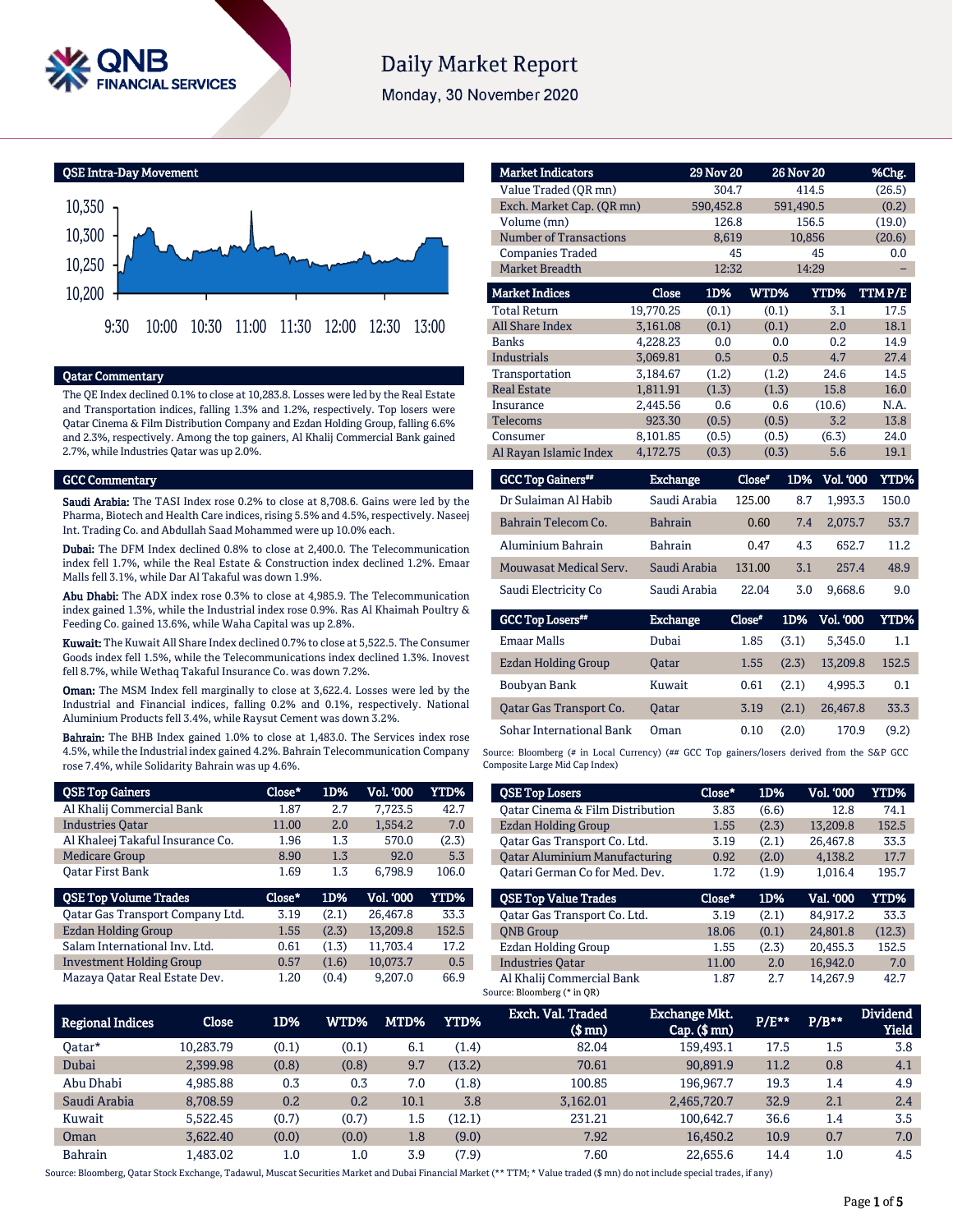# Daily Market Report

Monday, 30 November 2020

## QSE Intra-Day Movement

10,350
10,300
10,250
10,200

9:30 10:00 10:30 11:00 11:30 12:00 12:30 13:00

## Qatar Commentary

The QE Index declined 0.1% to close at 10,283.8. Losses were led by the Real Estate and Transportation indices, falling 1.3% and 1.2%, respectively. Top losers were Qatar Cinema & Film Distribution Company and Ezdan Holding Group, falling 6.6% and 2.3%, respectively. Among the top gainers, Al Khalij Commercial Bank gained 2.7%, while Industries Qatar was up 2.0%.

## GCC Commentary

**Saudi Arabia:** The TASI Index rose 0.2% to close at 8,708.6. Gains were led by the Pharma, Biotech and Health Care indices, rising 5.5% and 4.5%, respectively. Naseej Int. Trading Co. and Abdullah Saad Mohammed were up 10.0% each.

**Dubai:** The DFM Index declined 0.8% to close at 2,400.0. The Telecommunication index fell 1.7%, while the Real Estate & Construction index declined 1.2%. Emaar Malls fell 3.1%, while Dar Al Takaful was down 1.9%.

**Abu Dhabi:** The ADX index rose 0.3% to close at 4,985.9. The Telecommunication index gained 1.3%, while the Industrial index rose 0.9%. Ras Al Khaimah Poultry & Feeding Co. gained 13.6%, while Waha Capital was up 2.8%.

**Kuwait:** The Kuwait All Share Index declined 0.7% to close at 5,522.5. The Consumer Goods index fell 1.5%, while the Telecommunications index declined 1.3%. Inovest fell 8.7%, while Wethaq Takaful Insurance Co. was down 7.2%.

**Oman:** The MSM Index fell marginally to close at 3,622.4. Losses were led by the Industrial and Financial indices, falling 0.2% and 0.1%, respectively. National Aluminium Products fell 3.4%, while Raysut Cement was down 3.2%.

**Bahrain:** The BHB Index gained 1.0% to close at 1,483.0. The Services index rose 4.5%, while the Industrial index gained 4.2%. Bahrain Telecommunication Company rose 7.4%, while Solidarity Bahrain was up 4.6%.

| Market Indicators | 29 Nov 20 | 26 Nov 20 | %Chg. |
|---|---|---|---|
| Value Traded (QR mn) | 304.7 | 414.5 | (26.5) |
| Exch. Market Cap. (QR mn) | 590,452.8 | 591,490.5 | (0.2) |
| Volume (mn) | 126.8 | 156.5 | (19.0) |
| Number of Transactions | 8,619 | 10,856 | (20.6) |
| Companies Traded | 45 | 45 | 0.0 |
| Market Breadth | 12:32 | 14:29 | – |

| Market Indices | Close | 1D% | WTD% | YTD% | TTM P/E |
|---|---|---|---|---|---|
| Total Return | 19,770.25 | (0.1) | (0.1) | 3.1 | 17.5 |
| All Share Index | 3,161.08 | (0.1) | (0.1) | 2.0 | 18.1 |
| Banks | 4,228.23 | 0.0 | 0.0 | 0.2 | 14.9 |
| Industrials | 3,069.81 | 0.5 | 0.5 | 4.7 | 27.4 |
| Transportation | 3,184.67 | (1.2) | (1.2) | 24.6 | 14.5 |
| Real Estate | 1,811.91 | (1.3) | (1.3) | 15.8 | 16.0 |
| Insurance | 2,445.56 | 0.6 | 0.6 | (10.6) | N.A. |
| Telecoms | 923.30 | (0.5) | (0.5) | 3.2 | 13.8 |
| Consumer | 8,101.85 | (0.5) | (0.5) | (6.3) | 24.0 |
| Al Rayan Islamic Index | 4,172.75 | (0.3) | (0.3) | 5.6 | 19.1 |

| GCC Top Gainers## | Exchange | Close# | 1D% | Vol. '000 | YTD% |
|---|---|---|---|---|---|
| Dr Sulaiman Al Habib | Saudi Arabia | 125.00 | 8.7 | 1,993.3 | 150.0 |
| Bahrain Telecom Co. | Bahrain | 0.60 | 7.4 | 2,075.7 | 53.7 |
| Aluminium Bahrain | Bahrain | 0.47 | 4.3 | 652.7 | 11.2 |
| Mouwasat Medical Serv. | Saudi Arabia | 131.00 | 3.1 | 257.4 | 48.9 |
| Saudi Electricity Co | Saudi Arabia | 22.04 | 3.0 | 9,668.6 | 9.0 |

| GCC Top Losers## | Exchange | Close# | 1D% | Vol. '000 | YTD% |
|---|---|---|---|---|---|
| Emaar Malls | Dubai | 1.85 | (3.1) | 5,345.0 | 1.1 |
| Ezdan Holding Group | Qatar | 1.55 | (2.3) | 13,209.8 | 152.5 |
| Boubyan Bank | Kuwait | 0.61 | (2.1) | 4,995.3 | 0.1 |
| Qatar Gas Transport Co. | Qatar | 3.19 | (2.1) | 26,467.8 | 33.3 |
| Sohar International Bank | Oman | 0.10 | (2.0) | 170.9 | (9.2) |

Source: Bloomberg (# in Local Currency) (## GCC Top gainers/losers derived from the S&P GCC Composite Large Mid Cap Index)

| QSE Top Gainers | Close* | 1D% | Vol. '000 | YTD% |
|---|---|---|---|---|
| Al Khalij Commercial Bank | 1.87 | 2.7 | 7,723.5 | 42.7 |
| Industries Qatar | 11.00 | 2.0 | 1,554.2 | 7.0 |
| Al Khaleej Takaful Insurance Co. | 1.96 | 1.3 | 570.0 | (2.3) |
| Medicare Group | 8.90 | 1.3 | 92.0 | 5.3 |
| Qatar First Bank | 1.69 | 1.3 | 6,798.9 | 106.0 |

| QSE Top Volume Trades | Close* | 1D% | Vol. '000 | YTD% |
|---|---|---|---|---|
| Qatar Gas Transport Company Ltd. | 3.19 | (2.1) | 26,467.8 | 33.3 |
| Ezdan Holding Group | 1.55 | (2.3) | 13,209.8 | 152.5 |
| Salam International Inv. Ltd. | 0.61 | (1.3) | 11,703.4 | 17.2 |
| Investment Holding Group | 0.57 | (1.6) | 10,073.7 | 0.5 |
| Mazaya Qatar Real Estate Dev. | 1.20 | (0.4) | 9,207.0 | 66.9 |

| QSE Top Losers | Close* | 1D% | Vol. '000 | YTD% |
|---|---|---|---|---|
| Qatar Cinema & Film Distribution | 3.83 | (6.6) | 12.8 | 74.1 |
| Ezdan Holding Group | 1.55 | (2.3) | 13,209.8 | 152.5 |
| Qatar Gas Transport Co. Ltd. | 3.19 | (2.1) | 26,467.8 | 33.3 |
| Qatar Aluminium Manufacturing | 0.92 | (2.0) | 4,138.2 | 17.7 |
| Qatari German Co for Med. Dev. | 1.72 | (1.9) | 1,016.4 | 195.7 |

| QSE Top Value Trades | Close* | 1D% | Val. '000 | YTD% |
|---|---|---|---|---|
| Qatar Gas Transport Co. Ltd. | 3.19 | (2.1) | 84,917.2 | 33.3 |
| QNB Group | 18.06 | (0.1) | 24,801.8 | (12.3) |
| Ezdan Holding Group | 1.55 | (2.3) | 20,455.3 | 152.5 |
| Industries Qatar | 11.00 | 2.0 | 16,942.0 | 7.0 |
| Al Khalij Commercial Bank | 1.87 | 2.7 | 14,267.9 | 42.7 |

Source: Bloomberg (* in QR)

| Regional Indices | Close | 1D% | WTD% | MTD% | YTD% | Exch. Val. Traded ($ mn) | Exchange Mkt. Cap. ($ mn) | P/E** | P/B** | Dividend Yield |
|---|---|---|---|---|---|---|---|---|---|---|
| Qatar* | 10,283.79 | (0.1) | (0.1) | 6.1 | (1.4) | 82.04 | 159,493.1 | 17.5 | 1.5 | 3.8 |
| Dubai | 2,399.98 | (0.8) | (0.8) | 9.7 | (13.2) | 70.61 | 90,891.9 | 11.2 | 0.8 | 4.1 |
| Abu Dhabi | 4,985.88 | 0.3 | 0.3 | 7.0 | (1.8) | 100.85 | 196,967.7 | 19.3 | 1.4 | 4.9 |
| Saudi Arabia | 8,708.59 | 0.2 | 0.2 | 10.1 | 3.8 | 3,162.01 | 2,465,720.7 | 32.9 | 2.1 | 2.4 |
| Kuwait | 5,522.45 | (0.7) | (0.7) | 1.5 | (12.1) | 231.21 | 100,642.7 | 36.6 | 1.4 | 3.5 |
| Oman | 3,622.40 | (0.0) | (0.0) | 1.8 | (9.0) | 7.92 | 16,450.2 | 10.9 | 0.7 | 7.0 |
| Bahrain | 1,483.02 | 1.0 | 1.0 | 3.9 | (7.9) | 7.60 | 22,655.6 | 14.4 | 1.0 | 4.5 |

Source: Bloomberg, Qatar Stock Exchange, Tadawul, Muscat Securities Market and Dubai Financial Market (** TTM; * Value traded ($ mn) do not include special trades, if any)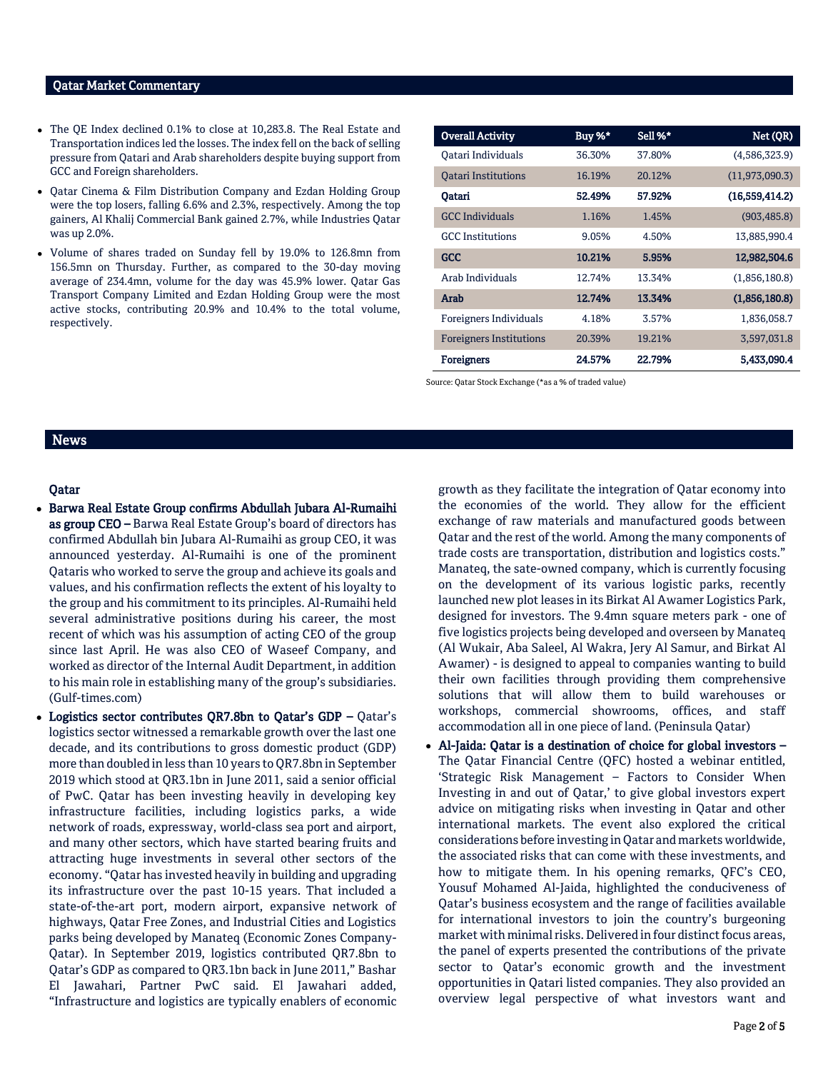## Qatar Market Commentary

- The QE Index declined 0.1% to close at 10,283.8. The Real Estate and Transportation indices led the losses. The index fell on the back of selling pressure from Qatari and Arab shareholders despite buying support from GCC and Foreign shareholders.
- Qatar Cinema & Film Distribution Company and Ezdan Holding Group were the top losers, falling 6.6% and 2.3%, respectively. Among the top gainers, Al Khalij Commercial Bank gained 2.7%, while Industries Qatar was up 2.0%.
- Volume of shares traded on Sunday fell by 19.0% to 126.8mn from 156.5mn on Thursday. Further, as compared to the 30-day moving average of 234.4mn, volume for the day was 45.9% lower. Qatar Gas Transport Company Limited and Ezdan Holding Group were the most active stocks, contributing 20.9% and 10.4% to the total volume, respectively.

| Overall Activity | Buy %* | Sell %* | Net (QR) |
|---|---|---|---|
| Qatari Individuals | 36.30% | 37.80% | (4,586,323.9) |
| Qatari Institutions | 16.19% | 20.12% | (11,973,090.3) |
| **Qatari** | **52.49%** | **57.92%** | **(16,559,414.2)** |
| GCC Individuals | 1.16% | 1.45% | (903,485.8) |
| GCC Institutions | 9.05% | 4.50% | 13,885,990.4 |
| **GCC** | **10.21%** | **5.95%** | **12,982,504.6** |
| Arab Individuals | 12.74% | 13.34% | (1,856,180.8) |
| **Arab** | **12.74%** | **13.34%** | **(1,856,180.8)** |
| Foreigners Individuals | 4.18% | 3.57% | 1,836,058.7 |
| Foreigners Institutions | 20.39% | 19.21% | 3,597,031.8 |
| **Foreigners** | **24.57%** | **22.79%** | **5,433,090.4** |

Source: Qatar Stock Exchange (*as a % of traded value)

## News

### Qatar

- **Barwa Real Estate Group confirms Abdullah Jubara Al-Rumaihi as group CEO –** Barwa Real Estate Group's board of directors has confirmed Abdullah bin Jubara Al-Rumaihi as group CEO, it was announced yesterday. Al-Rumaihi is one of the prominent Qataris who worked to serve the group and achieve its goals and values, and his confirmation reflects the extent of his loyalty to the group and his commitment to its principles. Al-Rumaihi held several administrative positions during his career, the most recent of which was his assumption of acting CEO of the group since last April. He was also CEO of Waseef Company, and worked as director of the Internal Audit Department, in addition to his main role in establishing many of the group's subsidiaries. (Gulf-times.com)
- **Logistics sector contributes QR7.8bn to Qatar's GDP –** Qatar's logistics sector witnessed a remarkable growth over the last one decade, and its contributions to gross domestic product (GDP) more than doubled in less than 10 years to QR7.8bn in September 2019 which stood at QR3.1bn in June 2011, said a senior official of PwC. Qatar has been investing heavily in developing key infrastructure facilities, including logistics parks, a wide network of roads, expressway, world-class sea port and airport, and many other sectors, which have started bearing fruits and attracting huge investments in several other sectors of the economy. "Qatar has invested heavily in building and upgrading its infrastructure over the past 10-15 years. That included a state-of-the-art port, modern airport, expansive network of highways, Qatar Free Zones, and Industrial Cities and Logistics parks being developed by Manateq (Economic Zones Company-Qatar). In September 2019, logistics contributed QR7.8bn to Qatar's GDP as compared to QR3.1bn back in June 2011," Bashar El Jawahari, Partner PwC said. El Jawahari added, "Infrastructure and logistics are typically enablers of economic growth as they facilitate the integration of Qatar economy into the economies of the world. They allow for the efficient exchange of raw materials and manufactured goods between Qatar and the rest of the world. Among the many components of trade costs are transportation, distribution and logistics costs." Manateq, the sate-owned company, which is currently focusing on the development of its various logistic parks, recently launched new plot leases in its Birkat Al Awamer Logistics Park, designed for investors. The 9.4mn square meters park - one of five logistics projects being developed and overseen by Manateq (Al Wukair, Aba Saleel, Al Wakra, Jery Al Samur, and Birkat Al Awamer) - is designed to appeal to companies wanting to build their own facilities through providing them comprehensive solutions that will allow them to build warehouses or workshops, commercial showrooms, offices, and staff accommodation all in one piece of land. (Peninsula Qatar)
- **Al-Jaida: Qatar is a destination of choice for global investors –** The Qatar Financial Centre (QFC) hosted a webinar entitled, 'Strategic Risk Management – Factors to Consider When Investing in and out of Qatar,' to give global investors expert advice on mitigating risks when investing in Qatar and other international markets. The event also explored the critical considerations before investing in Qatar and markets worldwide, the associated risks that can come with these investments, and how to mitigate them. In his opening remarks, QFC's CEO, Yousuf Mohamed Al-Jaida, highlighted the conduciveness of Qatar's business ecosystem and the range of facilities available for international investors to join the country's burgeoning market with minimal risks. Delivered in four distinct focus areas, the panel of experts presented the contributions of the private sector to Qatar's economic growth and the investment opportunities in Qatari listed companies. They also provided an overview legal perspective of what investors want and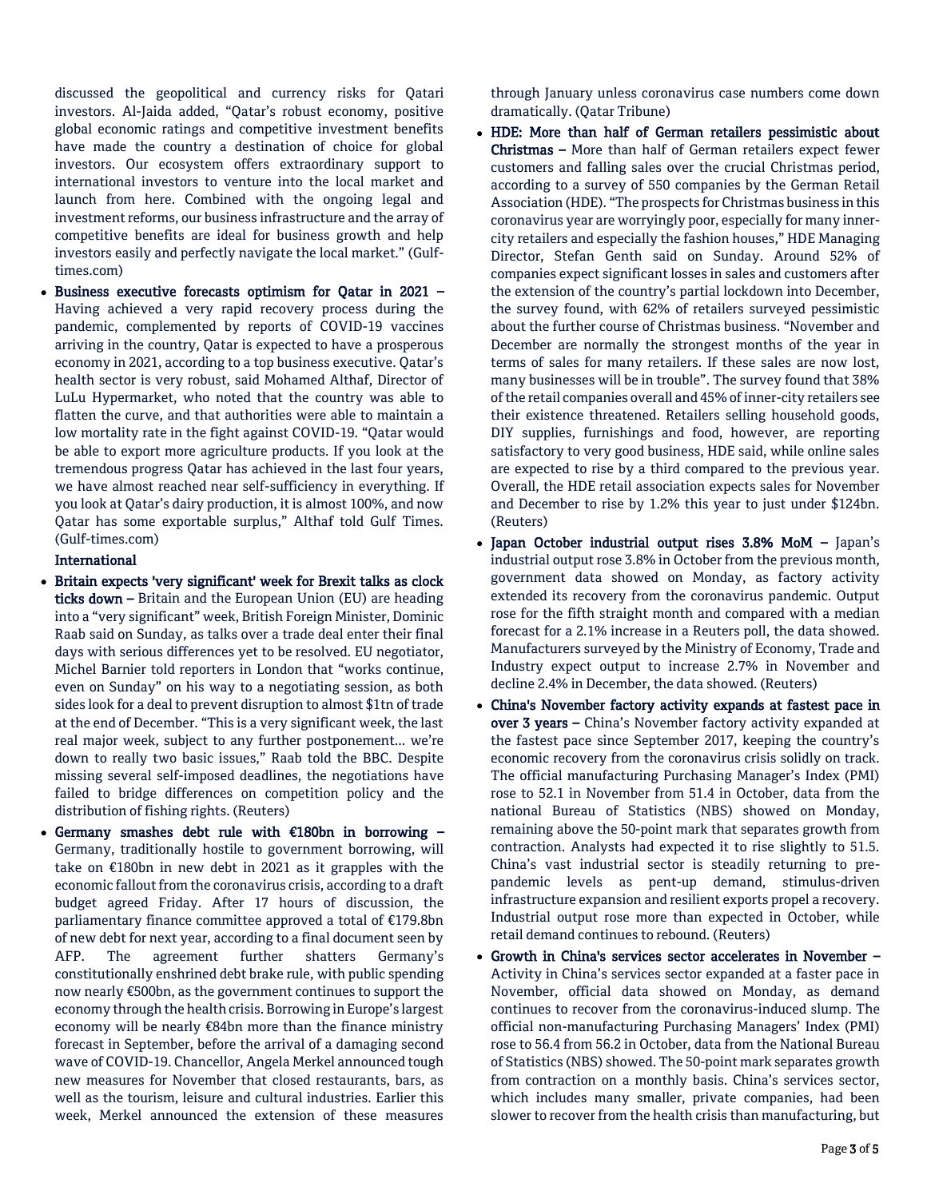discussed the geopolitical and currency risks for Qatari investors. Al-Jaida added, "Qatar's robust economy, positive global economic ratings and competitive investment benefits have made the country a destination of choice for global investors. Our ecosystem offers extraordinary support to international investors to venture into the local market and launch from here. Combined with the ongoing legal and investment reforms, our business infrastructure and the array of competitive benefits are ideal for business growth and help investors easily and perfectly navigate the local market." (Gulf-times.com)

- **Business executive forecasts optimism for Qatar in 2021 –** Having achieved a very rapid recovery process during the pandemic, complemented by reports of COVID-19 vaccines arriving in the country, Qatar is expected to have a prosperous economy in 2021, according to a top business executive. Qatar's health sector is very robust, said Mohamed Althaf, Director of LuLu Hypermarket, who noted that the country was able to flatten the curve, and that authorities were able to maintain a low mortality rate in the fight against COVID-19. "Qatar would be able to export more agriculture products. If you look at the tremendous progress Qatar has achieved in the last four years, we have almost reached near self-sufficiency in everything. If you look at Qatar's dairy production, it is almost 100%, and now Qatar has some exportable surplus," Althaf told Gulf Times. (Gulf-times.com)

**International**

- **Britain expects 'very significant' week for Brexit talks as clock ticks down –** Britain and the European Union (EU) are heading into a "very significant" week, British Foreign Minister, Dominic Raab said on Sunday, as talks over a trade deal enter their final days with serious differences yet to be resolved. EU negotiator, Michel Barnier told reporters in London that "works continue, even on Sunday" on his way to a negotiating session, as both sides look for a deal to prevent disruption to almost $1tn of trade at the end of December. "This is a very significant week, the last real major week, subject to any further postponement… we're down to really two basic issues," Raab told the BBC. Despite missing several self-imposed deadlines, the negotiations have failed to bridge differences on competition policy and the distribution of fishing rights. (Reuters)
- **Germany smashes debt rule with €180bn in borrowing –** Germany, traditionally hostile to government borrowing, will take on €180bn in new debt in 2021 as it grapples with the economic fallout from the coronavirus crisis, according to a draft budget agreed Friday. After 17 hours of discussion, the parliamentary finance committee approved a total of €179.8bn of new debt for next year, according to a final document seen by AFP. The agreement further shatters Germany's constitutionally enshrined debt brake rule, with public spending now nearly €500bn, as the government continues to support the economy through the health crisis. Borrowing in Europe's largest economy will be nearly €84bn more than the finance ministry forecast in September, before the arrival of a damaging second wave of COVID-19. Chancellor, Angela Merkel announced tough new measures for November that closed restaurants, bars, as well as the tourism, leisure and cultural industries. Earlier this week, Merkel announced the extension of these measures through January unless coronavirus case numbers come down dramatically. (Qatar Tribune)
- **HDE: More than half of German retailers pessimistic about Christmas –** More than half of German retailers expect fewer customers and falling sales over the crucial Christmas period, according to a survey of 550 companies by the German Retail Association (HDE). "The prospects for Christmas business in this coronavirus year are worryingly poor, especially for many inner-city retailers and especially the fashion houses," HDE Managing Director, Stefan Genth said on Sunday. Around 52% of companies expect significant losses in sales and customers after the extension of the country's partial lockdown into December, the survey found, with 62% of retailers surveyed pessimistic about the further course of Christmas business. "November and December are normally the strongest months of the year in terms of sales for many retailers. If these sales are now lost, many businesses will be in trouble". The survey found that 38% of the retail companies overall and 45% of inner-city retailers see their existence threatened. Retailers selling household goods, DIY supplies, furnishings and food, however, are reporting satisfactory to very good business, HDE said, while online sales are expected to rise by a third compared to the previous year. Overall, the HDE retail association expects sales for November and December to rise by 1.2% this year to just under $124bn. (Reuters)
- **Japan October industrial output rises 3.8% MoM –** Japan's industrial output rose 3.8% in October from the previous month, government data showed on Monday, as factory activity extended its recovery from the coronavirus pandemic. Output rose for the fifth straight month and compared with a median forecast for a 2.1% increase in a Reuters poll, the data showed. Manufacturers surveyed by the Ministry of Economy, Trade and Industry expect output to increase 2.7% in November and decline 2.4% in December, the data showed. (Reuters)
- **China's November factory activity expands at fastest pace in over 3 years –** China's November factory activity expanded at the fastest pace since September 2017, keeping the country's economic recovery from the coronavirus crisis solidly on track. The official manufacturing Purchasing Manager's Index (PMI) rose to 52.1 in November from 51.4 in October, data from the national Bureau of Statistics (NBS) showed on Monday, remaining above the 50-point mark that separates growth from contraction. Analysts had expected it to rise slightly to 51.5. China's vast industrial sector is steadily returning to pre-pandemic levels as pent-up demand, stimulus-driven infrastructure expansion and resilient exports propel a recovery. Industrial output rose more than expected in October, while retail demand continues to rebound. (Reuters)
- **Growth in China's services sector accelerates in November –** Activity in China's services sector expanded at a faster pace in November, official data showed on Monday, as demand continues to recover from the coronavirus-induced slump. The official non-manufacturing Purchasing Managers' Index (PMI) rose to 56.4 from 56.2 in October, data from the National Bureau of Statistics (NBS) showed. The 50-point mark separates growth from contraction on a monthly basis. China's services sector, which includes many smaller, private companies, had been slower to recover from the health crisis than manufacturing, but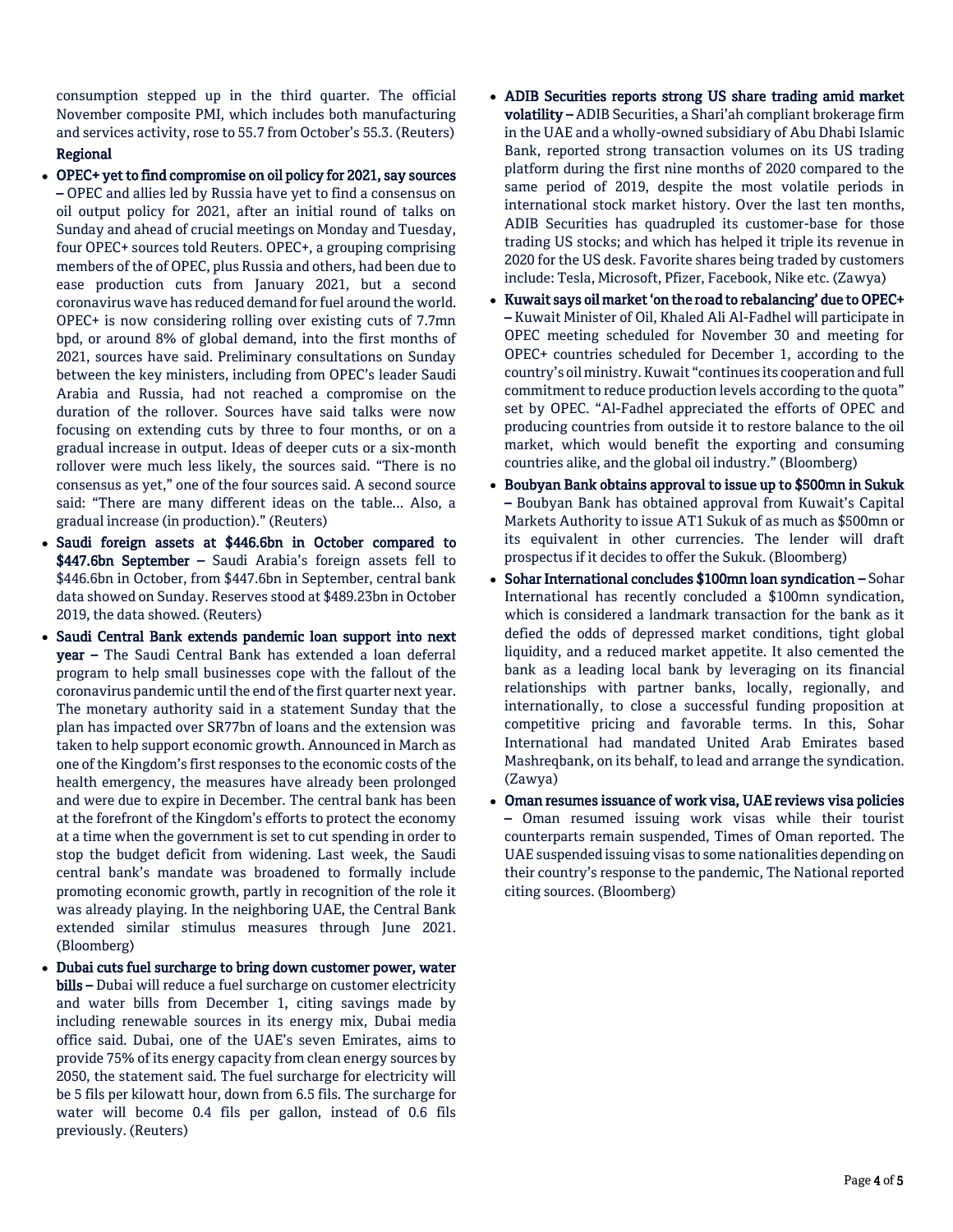consumption stepped up in the third quarter. The official November composite PMI, which includes both manufacturing and services activity, rose to 55.7 from October's 55.3. (Reuters)

## Regional

- **OPEC+ yet to find compromise on oil policy for 2021, say sources –** OPEC and allies led by Russia have yet to find a consensus on oil output policy for 2021, after an initial round of talks on Sunday and ahead of crucial meetings on Monday and Tuesday, four OPEC+ sources told Reuters. OPEC+, a grouping comprising members of the of OPEC, plus Russia and others, had been due to ease production cuts from January 2021, but a second coronavirus wave has reduced demand for fuel around the world. OPEC+ is now considering rolling over existing cuts of 7.7mn bpd, or around 8% of global demand, into the first months of 2021, sources have said. Preliminary consultations on Sunday between the key ministers, including from OPEC's leader Saudi Arabia and Russia, had not reached a compromise on the duration of the rollover. Sources have said talks were now focusing on extending cuts by three to four months, or on a gradual increase in output. Ideas of deeper cuts or a six-month rollover were much less likely, the sources said. "There is no consensus as yet," one of the four sources said. A second source said: "There are many different ideas on the table... Also, a gradual increase (in production)." (Reuters)
- **Saudi foreign assets at $446.6bn in October compared to $447.6bn September –** Saudi Arabia's foreign assets fell to $446.6bn in October, from $447.6bn in September, central bank data showed on Sunday. Reserves stood at $489.23bn in October 2019, the data showed. (Reuters)
- **Saudi Central Bank extends pandemic loan support into next year –** The Saudi Central Bank has extended a loan deferral program to help small businesses cope with the fallout of the coronavirus pandemic until the end of the first quarter next year. The monetary authority said in a statement Sunday that the plan has impacted over SR77bn of loans and the extension was taken to help support economic growth. Announced in March as one of the Kingdom's first responses to the economic costs of the health emergency, the measures have already been prolonged and were due to expire in December. The central bank has been at the forefront of the Kingdom's efforts to protect the economy at a time when the government is set to cut spending in order to stop the budget deficit from widening. Last week, the Saudi central bank's mandate was broadened to formally include promoting economic growth, partly in recognition of the role it was already playing. In the neighboring UAE, the Central Bank extended similar stimulus measures through June 2021. (Bloomberg)
- **Dubai cuts fuel surcharge to bring down customer power, water bills –** Dubai will reduce a fuel surcharge on customer electricity and water bills from December 1, citing savings made by including renewable sources in its energy mix, Dubai media office said. Dubai, one of the UAE's seven Emirates, aims to provide 75% of its energy capacity from clean energy sources by 2050, the statement said. The fuel surcharge for electricity will be 5 fils per kilowatt hour, down from 6.5 fils. The surcharge for water will become 0.4 fils per gallon, instead of 0.6 fils previously. (Reuters)
- **ADIB Securities reports strong US share trading amid market volatility –** ADIB Securities, a Shari'ah compliant brokerage firm in the UAE and a wholly-owned subsidiary of Abu Dhabi Islamic Bank, reported strong transaction volumes on its US trading platform during the first nine months of 2020 compared to the same period of 2019, despite the most volatile periods in international stock market history. Over the last ten months, ADIB Securities has quadrupled its customer-base for those trading US stocks; and which has helped it triple its revenue in 2020 for the US desk. Favorite shares being traded by customers include: Tesla, Microsoft, Pfizer, Facebook, Nike etc. (Zawya)
- **Kuwait says oil market 'on the road to rebalancing' due to OPEC+ –** Kuwait Minister of Oil, Khaled Ali Al-Fadhel will participate in OPEC meeting scheduled for November 30 and meeting for OPEC+ countries scheduled for December 1, according to the country's oil ministry. Kuwait "continues its cooperation and full commitment to reduce production levels according to the quota" set by OPEC. "Al-Fadhel appreciated the efforts of OPEC and producing countries from outside it to restore balance to the oil market, which would benefit the exporting and consuming countries alike, and the global oil industry." (Bloomberg)
- **Boubyan Bank obtains approval to issue up to $500mn in Sukuk –** Boubyan Bank has obtained approval from Kuwait's Capital Markets Authority to issue AT1 Sukuk of as much as $500mn or its equivalent in other currencies. The lender will draft prospectus if it decides to offer the Sukuk. (Bloomberg)
- **Sohar International concludes $100mn loan syndication –** Sohar International has recently concluded a $100mn syndication, which is considered a landmark transaction for the bank as it defied the odds of depressed market conditions, tight global liquidity, and a reduced market appetite. It also cemented the bank as a leading local bank by leveraging on its financial relationships with partner banks, locally, regionally, and internationally, to close a successful funding proposition at competitive pricing and favorable terms. In this, Sohar International had mandated United Arab Emirates based Mashreqbank, on its behalf, to lead and arrange the syndication. (Zawya)
- **Oman resumes issuance of work visa, UAE reviews visa policies –** Oman resumed issuing work visas while their tourist counterparts remain suspended, Times of Oman reported. The UAE suspended issuing visas to some nationalities depending on their country's response to the pandemic, The National reported citing sources. (Bloomberg)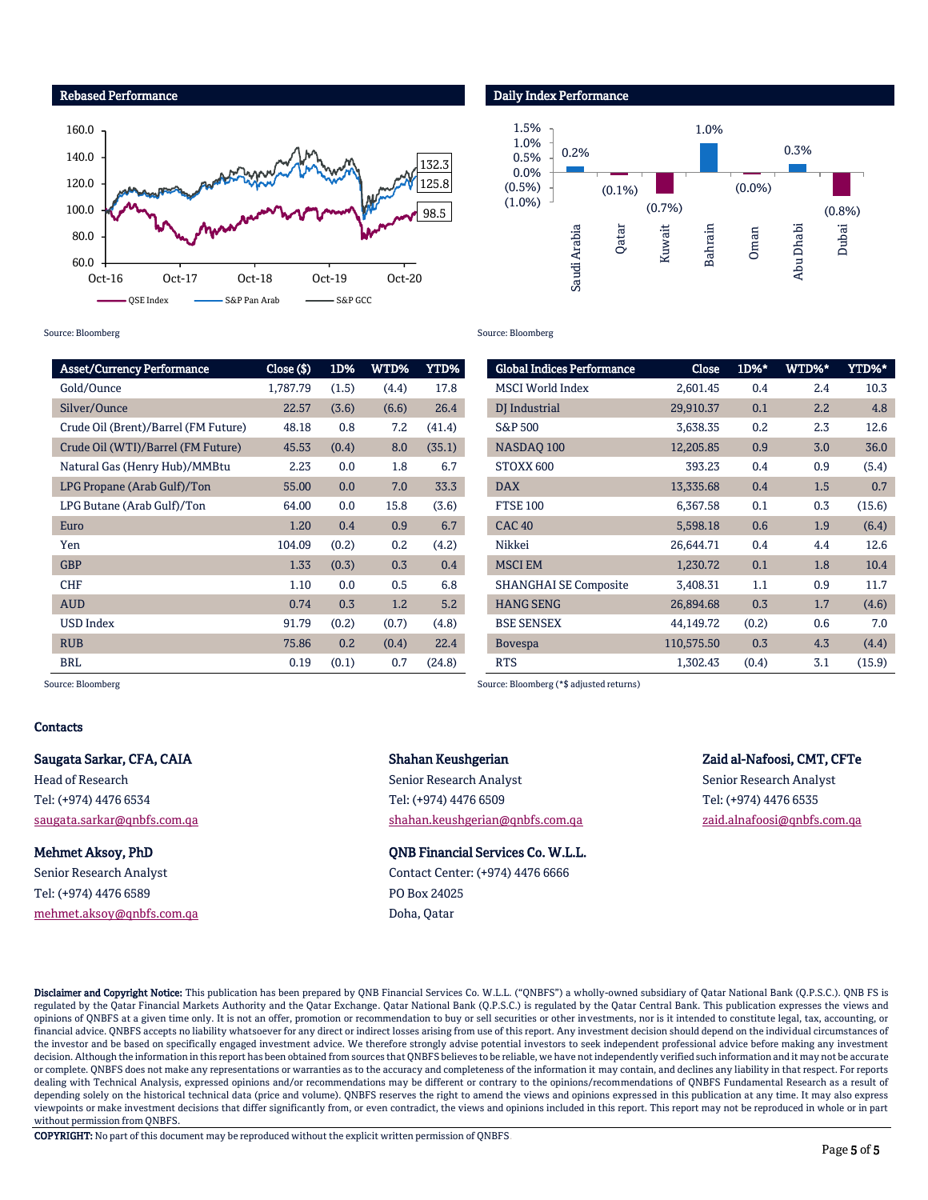### Rebased Performance

160.0
140.0
120.0
100.0
80.0
60.0
Oct-16
Oct-17
Oct-18
Oct-19
Oct-20
132.3
125.8
98.5
QSE Index
S&P Pan Arab
S&P GCC

Source: Bloomberg

### Daily Index Performance

1.5%
1.0%
0.5%
0.0%
(0.5%)
(1.0%)
0.2%
(0.1%)
(0.7%)
1.0%
(0.0%)
0.3%
(0.8%)
Saudi Arabia
Qatar
Kuwait
Bahrain
Oman
Abu Dhabi
Dubai

Source: Bloomberg

| Asset/Currency Performance | Close ($) | 1D% | WTD% | YTD% |
|---|---|---|---|---|
| Gold/Ounce | 1,787.79 | (1.5) | (4.4) | 17.8 |
| Silver/Ounce | 22.57 | (3.6) | (6.6) | 26.4 |
| Crude Oil (Brent)/Barrel (FM Future) | 48.18 | 0.8 | 7.2 | (41.4) |
| Crude Oil (WTI)/Barrel (FM Future) | 45.53 | (0.4) | 8.0 | (35.1) |
| Natural Gas (Henry Hub)/MMBtu | 2.23 | 0.0 | 1.8 | 6.7 |
| LPG Propane (Arab Gulf)/Ton | 55.00 | 0.0 | 7.0 | 33.3 |
| LPG Butane (Arab Gulf)/Ton | 64.00 | 0.0 | 15.8 | (3.6) |
| Euro | 1.20 | 0.4 | 0.9 | 6.7 |
| Yen | 104.09 | (0.2) | 0.2 | (4.2) |
| GBP | 1.33 | (0.3) | 0.3 | 0.4 |
| CHF | 1.10 | 0.0 | 0.5 | 6.8 |
| AUD | 0.74 | 0.3 | 1.2 | 5.2 |
| USD Index | 91.79 | (0.2) | (0.7) | (4.8) |
| RUB | 75.86 | 0.2 | (0.4) | 22.4 |
| BRL | 0.19 | (0.1) | 0.7 | (24.8) |

Source: Bloomberg

| Global Indices Performance | Close | 1D%* | WTD%* | YTD%* |
|---|---|---|---|---|
| MSCI World Index | 2,601.45 | 0.4 | 2.4 | 10.3 |
| DJ Industrial | 29,910.37 | 0.1 | 2.2 | 4.8 |
| S&P 500 | 3,638.35 | 0.2 | 2.3 | 12.6 |
| NASDAQ 100 | 12,205.85 | 0.9 | 3.0 | 36.0 |
| STOXX 600 | 393.23 | 0.4 | 0.9 | (5.4) |
| DAX | 13,335.68 | 0.4 | 1.5 | 0.7 |
| FTSE 100 | 6,367.58 | 0.1 | 0.3 | (15.6) |
| CAC 40 | 5,598.18 | 0.6 | 1.9 | (6.4) |
| Nikkei | 26,644.71 | 0.4 | 4.4 | 12.6 |
| MSCI EM | 1,230.72 | 0.1 | 1.8 | 10.4 |
| SHANGHAI SE Composite | 3,408.31 | 1.1 | 0.9 | 11.7 |
| HANG SENG | 26,894.68 | 0.3 | 1.7 | (4.6) |
| BSE SENSEX | 44,149.72 | (0.2) | 0.6 | 7.0 |
| Bovespa | 110,575.50 | 0.3 | 4.3 | (4.4) |
| RTS | 1,302.43 | (0.4) | 3.1 | (15.9) |

Source: Bloomberg (*$ adjusted returns)

## Contacts

**Saugata Sarkar, CFA, CAIA**
Head of Research
Tel: (+974) 4476 6534
saugata.sarkar@qnbfs.com.qa

**Shahan Keushgerian**
Senior Research Analyst
Tel: (+974) 4476 6509
shahan.keushgerian@qnbfs.com.qa

**Zaid al-Nafoosi, CMT, CFTe**
Senior Research Analyst
Tel: (+974) 4476 6535
zaid.alnafoosi@qnbfs.com.qa

**Mehmet Aksoy, PhD**
Senior Research Analyst
Tel: (+974) 4476 6589
mehmet.aksoy@qnbfs.com.qa

**QNB Financial Services Co. W.L.L.**
Contact Center: (+974) 4476 6666
PO Box 24025
Doha, Qatar

**Disclaimer and Copyright Notice:** This publication has been prepared by QNB Financial Services Co. W.L.L. ("QNBFS") a wholly-owned subsidiary of Qatar National Bank (Q.P.S.C.). QNB FS is regulated by the Qatar Financial Markets Authority and the Qatar Exchange. Qatar National Bank (Q.P.S.C.) is regulated by the Qatar Central Bank. This publication expresses the views and opinions of QNBFS at a given time only. It is not an offer, promotion or recommendation to buy or sell securities or other investments, nor is it intended to constitute legal, tax, accounting, or financial advice. QNBFS accepts no liability whatsoever for any direct or indirect losses arising from use of this report. Any investment decision should depend on the individual circumstances of the investor and be based on specifically engaged investment advice. We therefore strongly advise potential investors to seek independent professional advice before making any investment decision. Although the information in this report has been obtained from sources that QNBFS believes to be reliable, we have not independently verified such information and it may not be accurate or complete. QNBFS does not make any representations or warranties as to the accuracy and completeness of the information it may contain, and declines any liability in that respect. For reports dealing with Technical Analysis, expressed opinions and/or recommendations may be different or contrary to the opinions/recommendations of QNBFS Fundamental Research as a result of depending solely on the historical technical data (price and volume). QNBFS reserves the right to amend the views and opinions expressed in this publication at any time. It may also express viewpoints or make investment decisions that differ significantly from, or even contradict, the views and opinions included in this report. This report may not be reproduced in whole or in part without permission from QNBFS.

**COPYRIGHT:** No part of this document may be reproduced without the explicit written permission of QNBFS